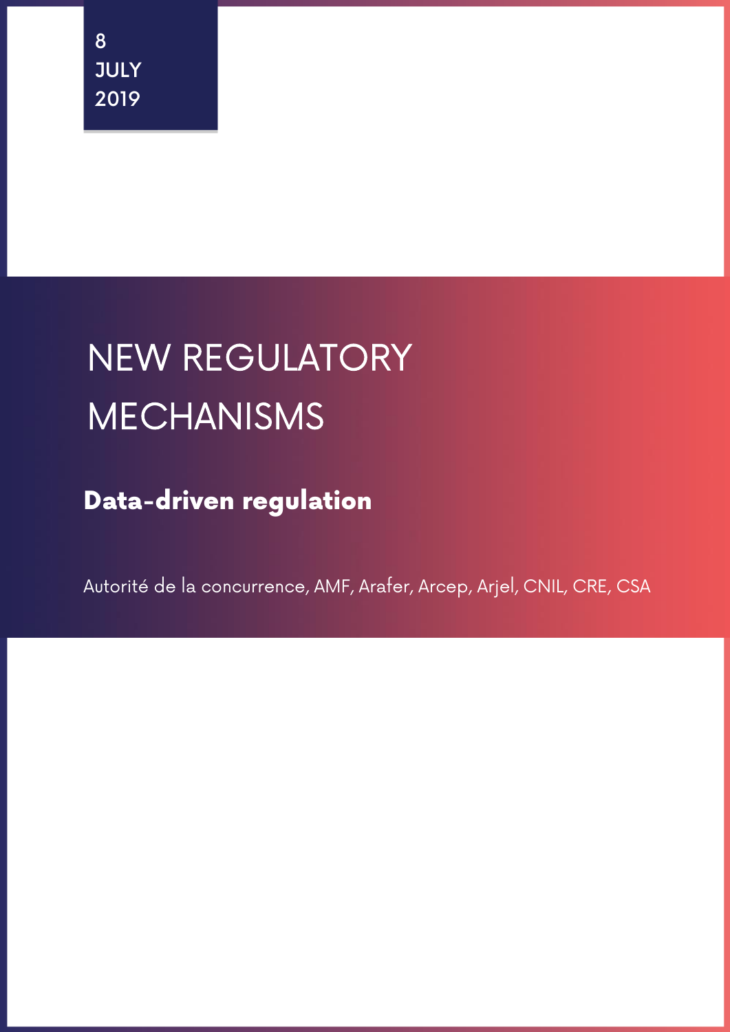8
JULY
2019

# NEW REGULATORY MECHANISMS

## Data-driven regulation

Autorité de la concurrence, AMF, Arafer, Arcep, Arjel, CNIL, CRE, CSA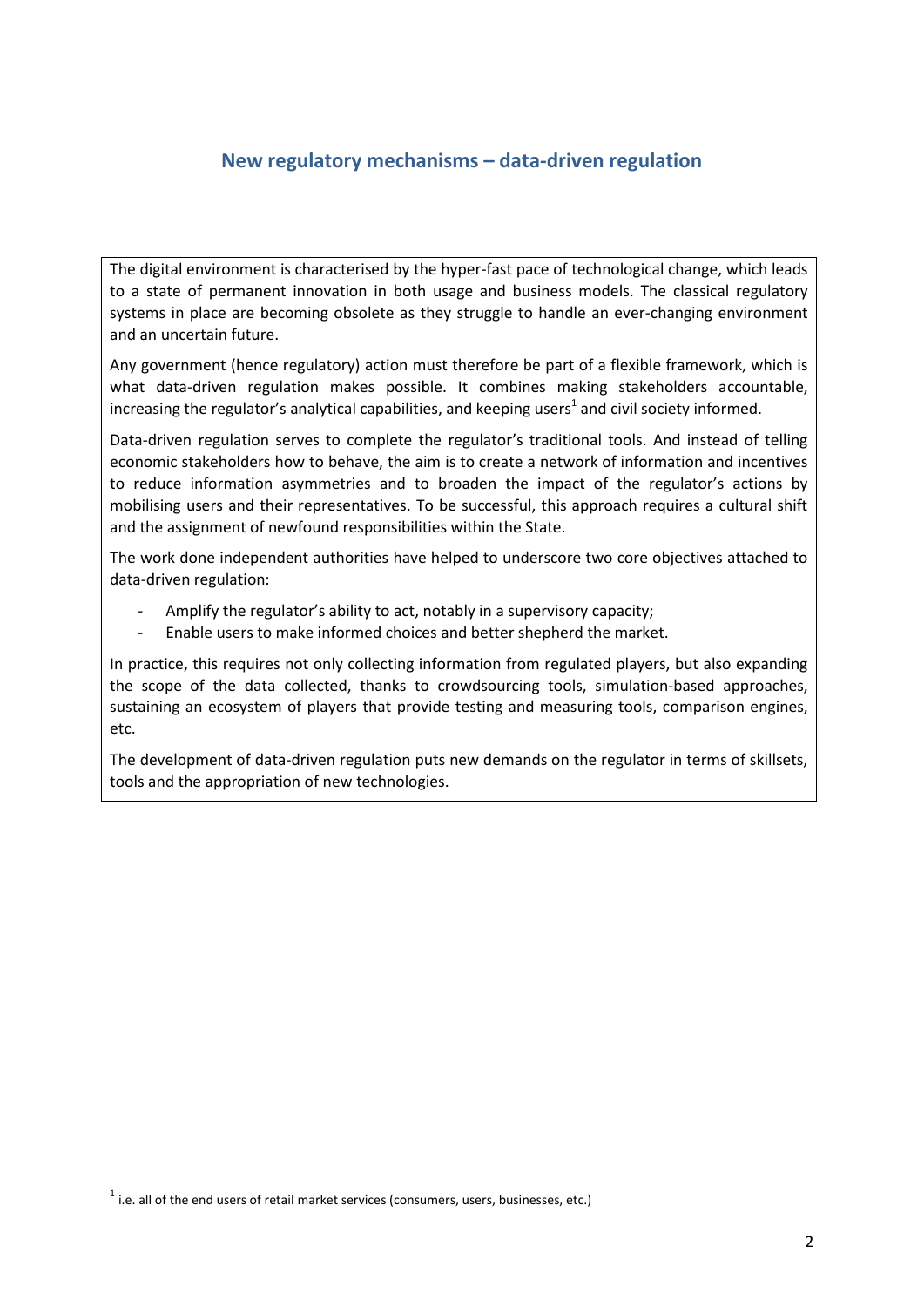## New regulatory mechanisms – data-driven regulation

The digital environment is characterised by the hyper-fast pace of technological change, which leads to a state of permanent innovation in both usage and business models. The classical regulatory systems in place are becoming obsolete as they struggle to handle an ever-changing environment and an uncertain future.

Any government (hence regulatory) action must therefore be part of a flexible framework, which is what data-driven regulation makes possible. It combines making stakeholders accountable, increasing the regulator's analytical capabilities, and keeping users[1] and civil society informed.

Data-driven regulation serves to complete the regulator's traditional tools. And instead of telling economic stakeholders how to behave, the aim is to create a network of information and incentives to reduce information asymmetries and to broaden the impact of the regulator's actions by mobilising users and their representatives. To be successful, this approach requires a cultural shift and the assignment of newfound responsibilities within the State.

The work done independent authorities have helped to underscore two core objectives attached to data-driven regulation:

- Amplify the regulator's ability to act, notably in a supervisory capacity;
- Enable users to make informed choices and better shepherd the market.

In practice, this requires not only collecting information from regulated players, but also expanding the scope of the data collected, thanks to crowdsourcing tools, simulation-based approaches, sustaining an ecosystem of players that provide testing and measuring tools, comparison engines, etc.

The development of data-driven regulation puts new demands on the regulator in terms of skillsets, tools and the appropriation of new technologies.

[1] i.e. all of the end users of retail market services (consumers, users, businesses, etc.)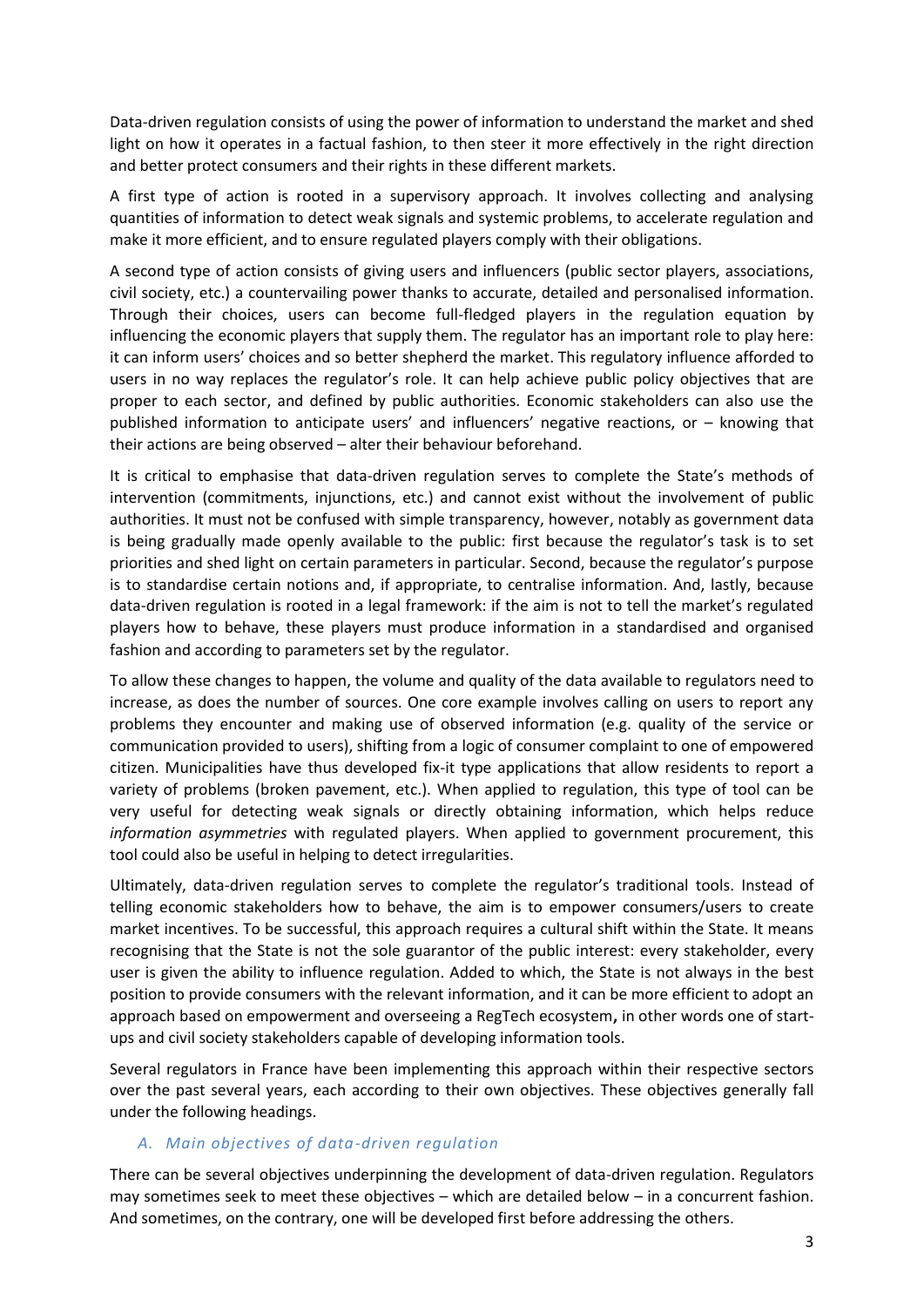Data-driven regulation consists of using the power of information to understand the market and shed light on how it operates in a factual fashion, to then steer it more effectively in the right direction and better protect consumers and their rights in these different markets.

A first type of action is rooted in a supervisory approach. It involves collecting and analysing quantities of information to detect weak signals and systemic problems, to accelerate regulation and make it more efficient, and to ensure regulated players comply with their obligations.

A second type of action consists of giving users and influencers (public sector players, associations, civil society, etc.) a countervailing power thanks to accurate, detailed and personalised information. Through their choices, users can become full-fledged players in the regulation equation by influencing the economic players that supply them. The regulator has an important role to play here: it can inform users' choices and so better shepherd the market. This regulatory influence afforded to users in no way replaces the regulator's role. It can help achieve public policy objectives that are proper to each sector, and defined by public authorities. Economic stakeholders can also use the published information to anticipate users' and influencers' negative reactions, or – knowing that their actions are being observed – alter their behaviour beforehand.

It is critical to emphasise that data-driven regulation serves to complete the State's methods of intervention (commitments, injunctions, etc.) and cannot exist without the involvement of public authorities. It must not be confused with simple transparency, however, notably as government data is being gradually made openly available to the public: first because the regulator's task is to set priorities and shed light on certain parameters in particular. Second, because the regulator's purpose is to standardise certain notions and, if appropriate, to centralise information. And, lastly, because data-driven regulation is rooted in a legal framework: if the aim is not to tell the market's regulated players how to behave, these players must produce information in a standardised and organised fashion and according to parameters set by the regulator.

To allow these changes to happen, the volume and quality of the data available to regulators need to increase, as does the number of sources. One core example involves calling on users to report any problems they encounter and making use of observed information (e.g. quality of the service or communication provided to users), shifting from a logic of consumer complaint to one of empowered citizen. Municipalities have thus developed fix-it type applications that allow residents to report a variety of problems (broken pavement, etc.). When applied to regulation, this type of tool can be very useful for detecting weak signals or directly obtaining information, which helps reduce *information asymmetries* with regulated players. When applied to government procurement, this tool could also be useful in helping to detect irregularities.

Ultimately, data-driven regulation serves to complete the regulator's traditional tools. Instead of telling economic stakeholders how to behave, the aim is to empower consumers/users to create market incentives. To be successful, this approach requires a cultural shift within the State. It means recognising that the State is not the sole guarantor of the public interest: every stakeholder, every user is given the ability to influence regulation. Added to which, the State is not always in the best position to provide consumers with the relevant information, and it can be more efficient to adopt an approach based on empowerment and overseeing a RegTech ecosystem**,** in other words one of start-ups and civil society stakeholders capable of developing information tools.

Several regulators in France have been implementing this approach within their respective sectors over the past several years, each according to their own objectives. These objectives generally fall under the following headings.

### *A. Main objectives of data-driven regulation*

There can be several objectives underpinning the development of data-driven regulation. Regulators may sometimes seek to meet these objectives – which are detailed below – in a concurrent fashion. And sometimes, on the contrary, one will be developed first before addressing the others.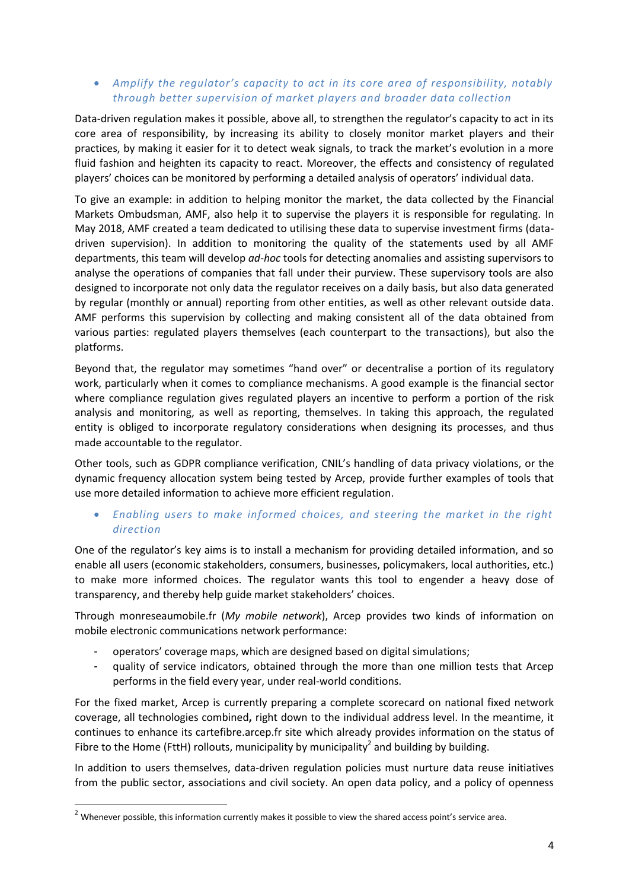- *Amplify the regulator's capacity to act in its core area of responsibility, notably through better supervision of market players and broader data collection*

Data-driven regulation makes it possible, above all, to strengthen the regulator's capacity to act in its core area of responsibility, by increasing its ability to closely monitor market players and their practices, by making it easier for it to detect weak signals, to track the market's evolution in a more fluid fashion and heighten its capacity to react. Moreover, the effects and consistency of regulated players' choices can be monitored by performing a detailed analysis of operators' individual data.

To give an example: in addition to helping monitor the market, the data collected by the Financial Markets Ombudsman, AMF, also help it to supervise the players it is responsible for regulating. In May 2018, AMF created a team dedicated to utilising these data to supervise investment firms (data-driven supervision). In addition to monitoring the quality of the statements used by all AMF departments, this team will develop *ad-hoc* tools for detecting anomalies and assisting supervisors to analyse the operations of companies that fall under their purview. These supervisory tools are also designed to incorporate not only data the regulator receives on a daily basis, but also data generated by regular (monthly or annual) reporting from other entities, as well as other relevant outside data. AMF performs this supervision by collecting and making consistent all of the data obtained from various parties: regulated players themselves (each counterpart to the transactions), but also the platforms.

Beyond that, the regulator may sometimes "hand over" or decentralise a portion of its regulatory work, particularly when it comes to compliance mechanisms. A good example is the financial sector where compliance regulation gives regulated players an incentive to perform a portion of the risk analysis and monitoring, as well as reporting, themselves. In taking this approach, the regulated entity is obliged to incorporate regulatory considerations when designing its processes, and thus made accountable to the regulator.

Other tools, such as GDPR compliance verification, CNIL's handling of data privacy violations, or the dynamic frequency allocation system being tested by Arcep, provide further examples of tools that use more detailed information to achieve more efficient regulation.

- *Enabling users to make informed choices, and steering the market in the right direction*

One of the regulator's key aims is to install a mechanism for providing detailed information, and so enable all users (economic stakeholders, consumers, businesses, policymakers, local authorities, etc.) to make more informed choices. The regulator wants this tool to engender a heavy dose of transparency, and thereby help guide market stakeholders' choices.

Through monreseaumobile.fr (*My mobile network*), Arcep provides two kinds of information on mobile electronic communications network performance:

- operators' coverage maps, which are designed based on digital simulations;
- quality of service indicators, obtained through the more than one million tests that Arcep performs in the field every year, under real-world conditions.

For the fixed market, Arcep is currently preparing a complete scorecard on national fixed network coverage, all technologies combined**,** right down to the individual address level. In the meantime, it continues to enhance its cartefibre.arcep.fr site which already provides information on the status of Fibre to the Home (FttH) rollouts, municipality by municipality[2] and building by building.

In addition to users themselves, data-driven regulation policies must nurture data reuse initiatives from the public sector, associations and civil society. An open data policy, and a policy of openness

[2] Whenever possible, this information currently makes it possible to view the shared access point's service area.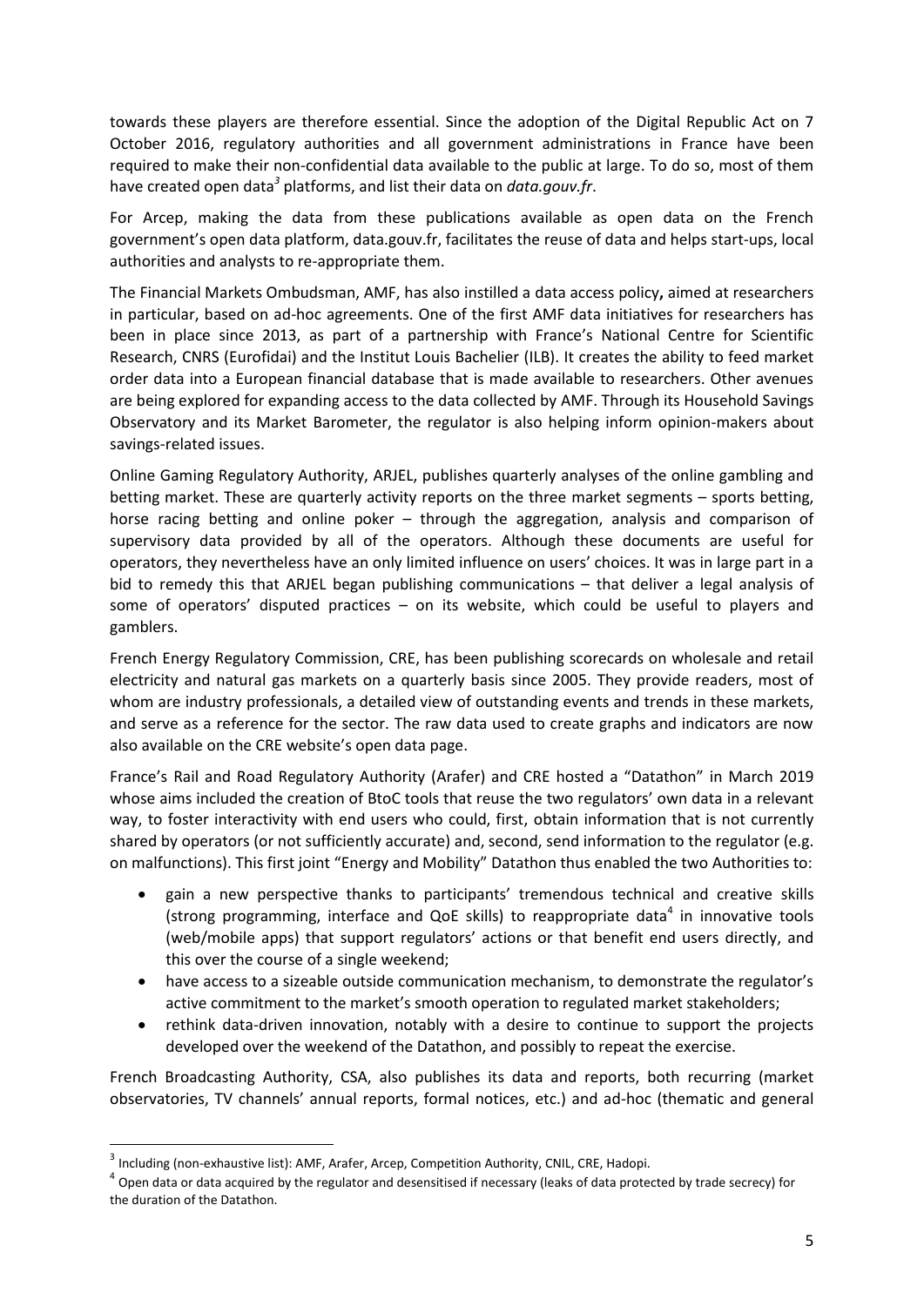towards these players are therefore essential. Since the adoption of the Digital Republic Act on 7 October 2016, regulatory authorities and all government administrations in France have been required to make their non-confidential data available to the public at large. To do so, most of them have created open data[3] platforms, and list their data on *data.gouv.fr*.

For Arcep, making the data from these publications available as open data on the French government's open data platform, data.gouv.fr, facilitates the reuse of data and helps start-ups, local authorities and analysts to re-appropriate them.

The Financial Markets Ombudsman, AMF, has also instilled a data access policy**,** aimed at researchers in particular, based on ad-hoc agreements. One of the first AMF data initiatives for researchers has been in place since 2013, as part of a partnership with France's National Centre for Scientific Research, CNRS (Eurofidai) and the Institut Louis Bachelier (ILB). It creates the ability to feed market order data into a European financial database that is made available to researchers. Other avenues are being explored for expanding access to the data collected by AMF. Through its Household Savings Observatory and its Market Barometer, the regulator is also helping inform opinion-makers about savings-related issues.

Online Gaming Regulatory Authority, ARJEL, publishes quarterly analyses of the online gambling and betting market. These are quarterly activity reports on the three market segments – sports betting, horse racing betting and online poker – through the aggregation, analysis and comparison of supervisory data provided by all of the operators. Although these documents are useful for operators, they nevertheless have an only limited influence on users' choices. It was in large part in a bid to remedy this that ARJEL began publishing communications – that deliver a legal analysis of some of operators' disputed practices – on its website, which could be useful to players and gamblers.

French Energy Regulatory Commission, CRE, has been publishing scorecards on wholesale and retail electricity and natural gas markets on a quarterly basis since 2005. They provide readers, most of whom are industry professionals, a detailed view of outstanding events and trends in these markets, and serve as a reference for the sector. The raw data used to create graphs and indicators are now also available on the CRE website's open data page.

France's Rail and Road Regulatory Authority (Arafer) and CRE hosted a "Datathon" in March 2019 whose aims included the creation of BtoC tools that reuse the two regulators' own data in a relevant way, to foster interactivity with end users who could, first, obtain information that is not currently shared by operators (or not sufficiently accurate) and, second, send information to the regulator (e.g. on malfunctions). This first joint "Energy and Mobility" Datathon thus enabled the two Authorities to:

- gain a new perspective thanks to participants' tremendous technical and creative skills (strong programming, interface and QoE skills) to reappropriate data[4] in innovative tools (web/mobile apps) that support regulators' actions or that benefit end users directly, and this over the course of a single weekend;
- have access to a sizeable outside communication mechanism, to demonstrate the regulator's active commitment to the market's smooth operation to regulated market stakeholders;
- rethink data-driven innovation, notably with a desire to continue to support the projects developed over the weekend of the Datathon, and possibly to repeat the exercise.

French Broadcasting Authority, CSA, also publishes its data and reports, both recurring (market observatories, TV channels' annual reports, formal notices, etc.) and ad-hoc (thematic and general

---

[3] Including (non-exhaustive list): AMF, Arafer, Arcep, Competition Authority, CNIL, CRE, Hadopi.

[4] Open data or data acquired by the regulator and desensitised if necessary (leaks of data protected by trade secrecy) for the duration of the Datathon.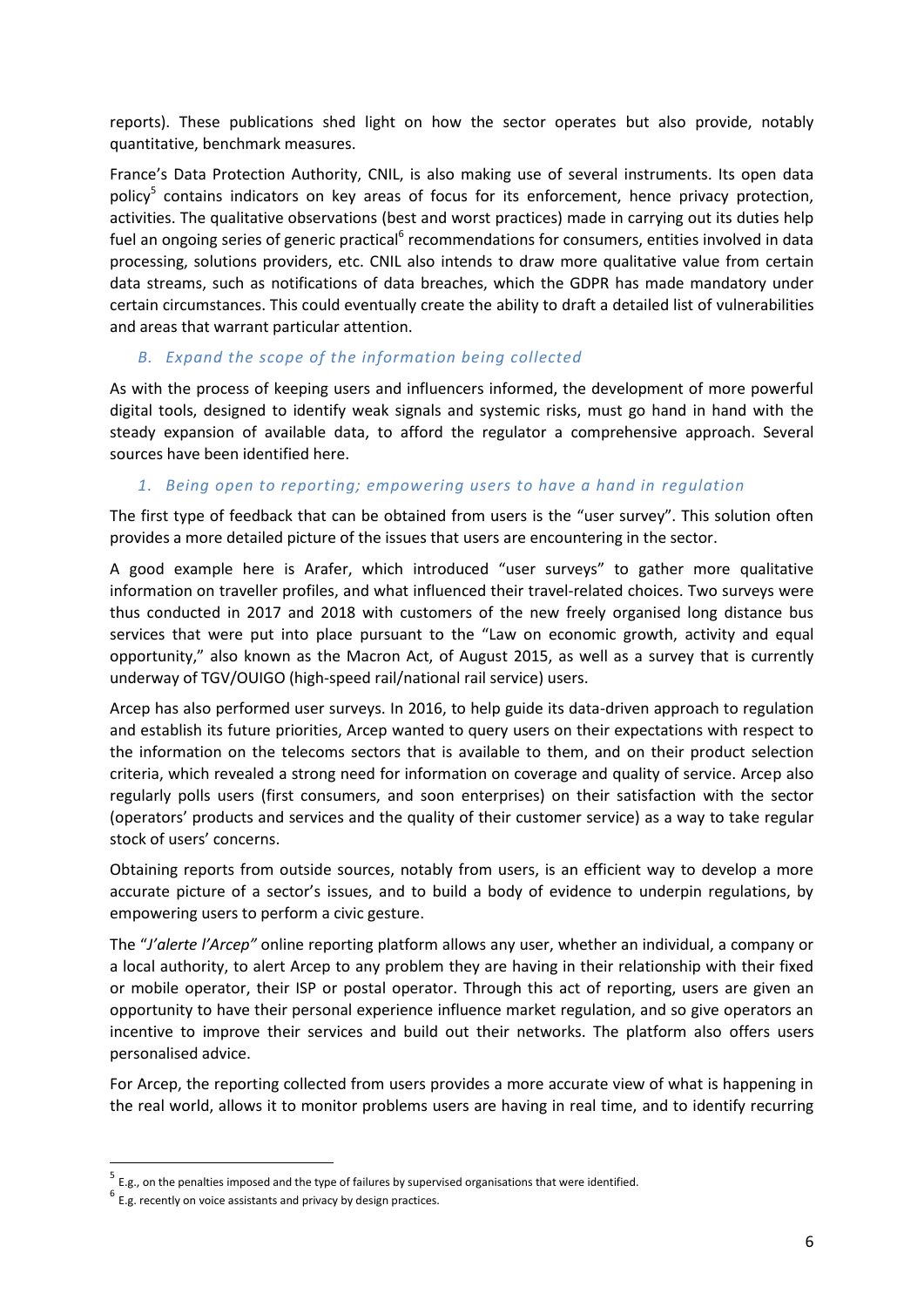reports). These publications shed light on how the sector operates but also provide, notably quantitative, benchmark measures.

France's Data Protection Authority, CNIL, is also making use of several instruments. Its open data policy[5] contains indicators on key areas of focus for its enforcement, hence privacy protection, activities. The qualitative observations (best and worst practices) made in carrying out its duties help fuel an ongoing series of generic practical[6] recommendations for consumers, entities involved in data processing, solutions providers, etc. CNIL also intends to draw more qualitative value from certain data streams, such as notifications of data breaches, which the GDPR has made mandatory under certain circumstances. This could eventually create the ability to draft a detailed list of vulnerabilities and areas that warrant particular attention.

### *B. Expand the scope of the information being collected*

As with the process of keeping users and influencers informed, the development of more powerful digital tools, designed to identify weak signals and systemic risks, must go hand in hand with the steady expansion of available data, to afford the regulator a comprehensive approach. Several sources have been identified here.

#### *1. Being open to reporting; empowering users to have a hand in regulation*

The first type of feedback that can be obtained from users is the "user survey". This solution often provides a more detailed picture of the issues that users are encountering in the sector.

A good example here is Arafer, which introduced "user surveys" to gather more qualitative information on traveller profiles, and what influenced their travel-related choices. Two surveys were thus conducted in 2017 and 2018 with customers of the new freely organised long distance bus services that were put into place pursuant to the "Law on economic growth, activity and equal opportunity," also known as the Macron Act, of August 2015, as well as a survey that is currently underway of TGV/OUIGO (high-speed rail/national rail service) users.

Arcep has also performed user surveys. In 2016, to help guide its data-driven approach to regulation and establish its future priorities, Arcep wanted to query users on their expectations with respect to the information on the telecoms sectors that is available to them, and on their product selection criteria, which revealed a strong need for information on coverage and quality of service. Arcep also regularly polls users (first consumers, and soon enterprises) on their satisfaction with the sector (operators' products and services and the quality of their customer service) as a way to take regular stock of users' concerns.

Obtaining reports from outside sources, notably from users, is an efficient way to develop a more accurate picture of a sector's issues, and to build a body of evidence to underpin regulations, by empowering users to perform a civic gesture.

The "*J'alerte l'Arcep"* online reporting platform allows any user, whether an individual, a company or a local authority, to alert Arcep to any problem they are having in their relationship with their fixed or mobile operator, their ISP or postal operator. Through this act of reporting, users are given an opportunity to have their personal experience influence market regulation, and so give operators an incentive to improve their services and build out their networks. The platform also offers users personalised advice.

For Arcep, the reporting collected from users provides a more accurate view of what is happening in the real world, allows it to monitor problems users are having in real time, and to identify recurring

---

[5] E.g., on the penalties imposed and the type of failures by supervised organisations that were identified.

[6] E.g. recently on voice assistants and privacy by design practices.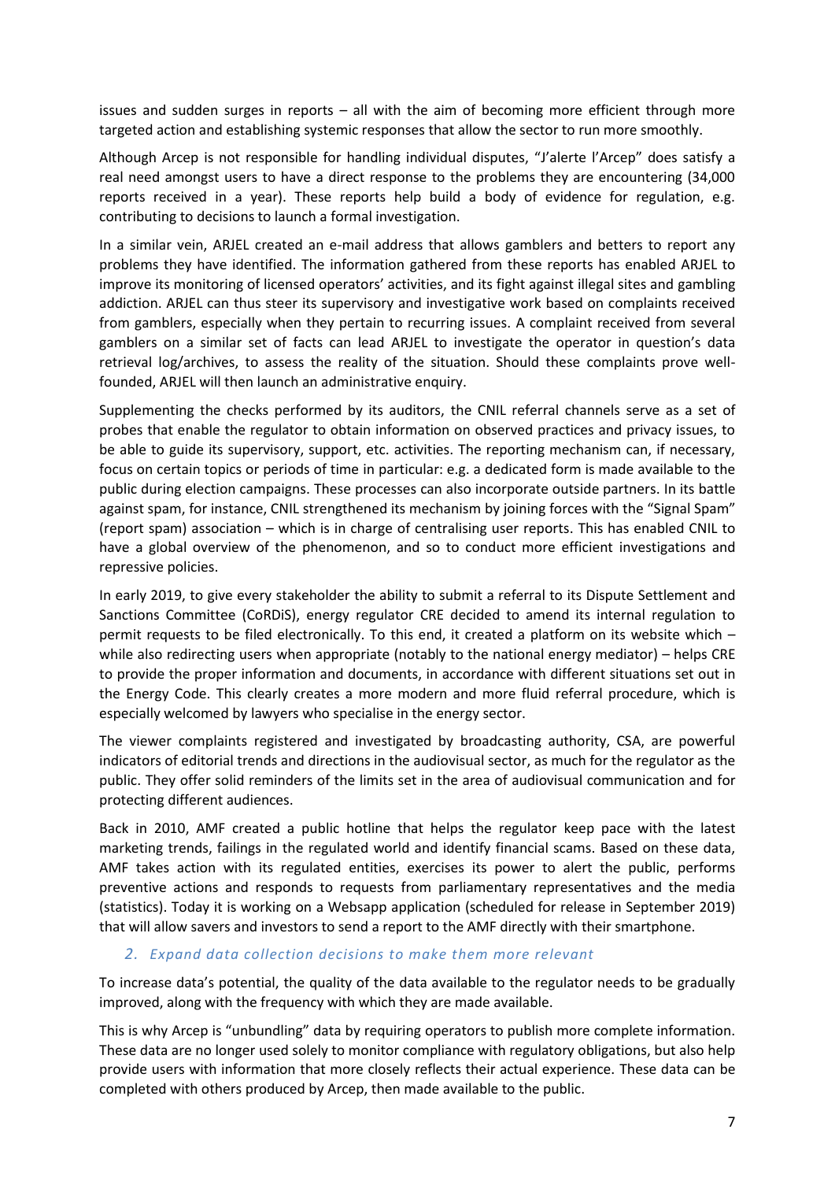issues and sudden surges in reports – all with the aim of becoming more efficient through more targeted action and establishing systemic responses that allow the sector to run more smoothly.

Although Arcep is not responsible for handling individual disputes, "J'alerte l'Arcep" does satisfy a real need amongst users to have a direct response to the problems they are encountering (34,000 reports received in a year). These reports help build a body of evidence for regulation, e.g. contributing to decisions to launch a formal investigation.

In a similar vein, ARJEL created an e-mail address that allows gamblers and betters to report any problems they have identified. The information gathered from these reports has enabled ARJEL to improve its monitoring of licensed operators' activities, and its fight against illegal sites and gambling addiction. ARJEL can thus steer its supervisory and investigative work based on complaints received from gamblers, especially when they pertain to recurring issues. A complaint received from several gamblers on a similar set of facts can lead ARJEL to investigate the operator in question's data retrieval log/archives, to assess the reality of the situation. Should these complaints prove well-founded, ARJEL will then launch an administrative enquiry.

Supplementing the checks performed by its auditors, the CNIL referral channels serve as a set of probes that enable the regulator to obtain information on observed practices and privacy issues, to be able to guide its supervisory, support, etc. activities. The reporting mechanism can, if necessary, focus on certain topics or periods of time in particular: e.g. a dedicated form is made available to the public during election campaigns. These processes can also incorporate outside partners. In its battle against spam, for instance, CNIL strengthened its mechanism by joining forces with the "Signal Spam" (report spam) association – which is in charge of centralising user reports. This has enabled CNIL to have a global overview of the phenomenon, and so to conduct more efficient investigations and repressive policies.

In early 2019, to give every stakeholder the ability to submit a referral to its Dispute Settlement and Sanctions Committee (CoRDiS), energy regulator CRE decided to amend its internal regulation to permit requests to be filed electronically. To this end, it created a platform on its website which – while also redirecting users when appropriate (notably to the national energy mediator) – helps CRE to provide the proper information and documents, in accordance with different situations set out in the Energy Code. This clearly creates a more modern and more fluid referral procedure, which is especially welcomed by lawyers who specialise in the energy sector.

The viewer complaints registered and investigated by broadcasting authority, CSA, are powerful indicators of editorial trends and directions in the audiovisual sector, as much for the regulator as the public. They offer solid reminders of the limits set in the area of audiovisual communication and for protecting different audiences.

Back in 2010, AMF created a public hotline that helps the regulator keep pace with the latest marketing trends, failings in the regulated world and identify financial scams. Based on these data, AMF takes action with its regulated entities, exercises its power to alert the public, performs preventive actions and responds to requests from parliamentary representatives and the media (statistics). Today it is working on a Websapp application (scheduled for release in September 2019) that will allow savers and investors to send a report to the AMF directly with their smartphone.

### *2. Expand data collection decisions to make them more relevant*

To increase data's potential, the quality of the data available to the regulator needs to be gradually improved, along with the frequency with which they are made available.

This is why Arcep is "unbundling" data by requiring operators to publish more complete information. These data are no longer used solely to monitor compliance with regulatory obligations, but also help provide users with information that more closely reflects their actual experience. These data can be completed with others produced by Arcep, then made available to the public.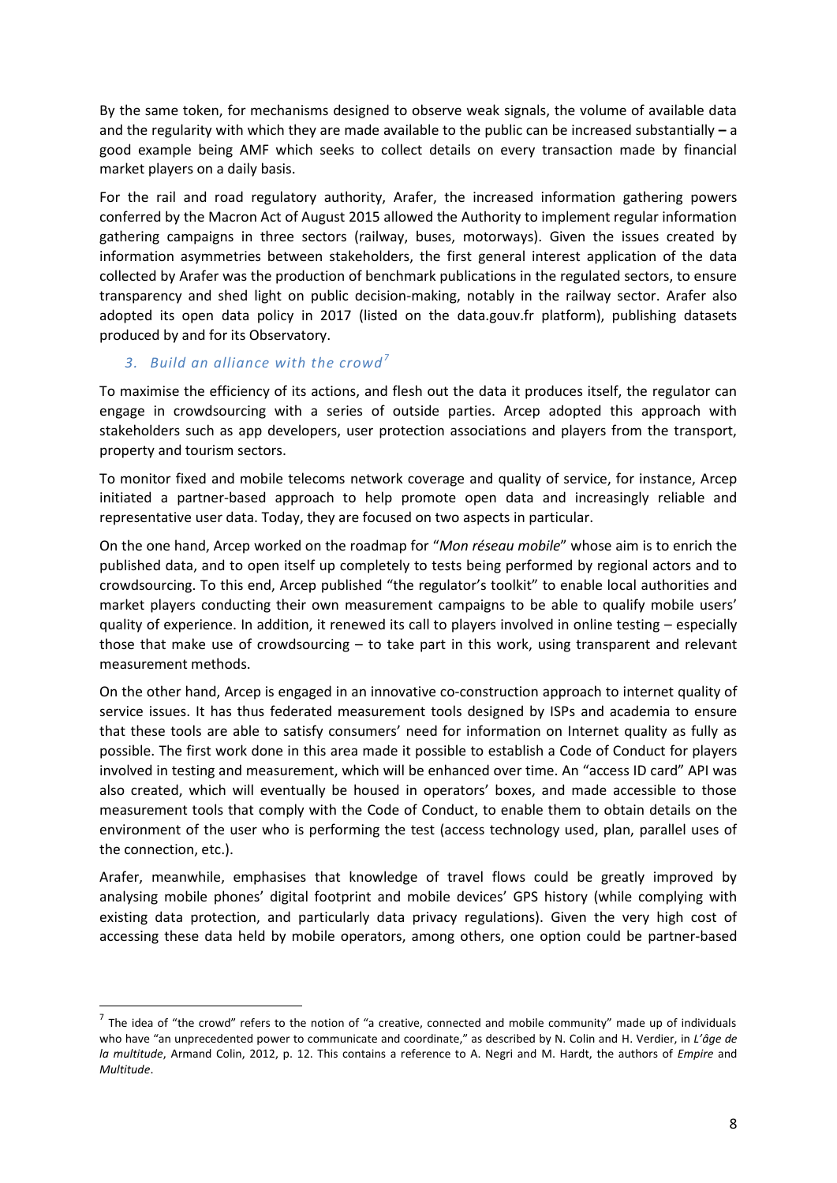By the same token, for mechanisms designed to observe weak signals, the volume of available data and the regularity with which they are made available to the public can be increased substantially **–** a good example being AMF which seeks to collect details on every transaction made by financial market players on a daily basis.

For the rail and road regulatory authority, Arafer, the increased information gathering powers conferred by the Macron Act of August 2015 allowed the Authority to implement regular information gathering campaigns in three sectors (railway, buses, motorways). Given the issues created by information asymmetries between stakeholders, the first general interest application of the data collected by Arafer was the production of benchmark publications in the regulated sectors, to ensure transparency and shed light on public decision-making, notably in the railway sector. Arafer also adopted its open data policy in 2017 (listed on the data.gouv.fr platform), publishing datasets produced by and for its Observatory.

### *3. Build an alliance with the crowd*[7]

To maximise the efficiency of its actions, and flesh out the data it produces itself, the regulator can engage in crowdsourcing with a series of outside parties. Arcep adopted this approach with stakeholders such as app developers, user protection associations and players from the transport, property and tourism sectors.

To monitor fixed and mobile telecoms network coverage and quality of service, for instance, Arcep initiated a partner-based approach to help promote open data and increasingly reliable and representative user data. Today, they are focused on two aspects in particular.

On the one hand, Arcep worked on the roadmap for "*Mon réseau mobile*" whose aim is to enrich the published data, and to open itself up completely to tests being performed by regional actors and to crowdsourcing. To this end, Arcep published "the regulator's toolkit" to enable local authorities and market players conducting their own measurement campaigns to be able to qualify mobile users' quality of experience. In addition, it renewed its call to players involved in online testing – especially those that make use of crowdsourcing – to take part in this work, using transparent and relevant measurement methods.

On the other hand, Arcep is engaged in an innovative co-construction approach to internet quality of service issues. It has thus federated measurement tools designed by ISPs and academia to ensure that these tools are able to satisfy consumers' need for information on Internet quality as fully as possible. The first work done in this area made it possible to establish a Code of Conduct for players involved in testing and measurement, which will be enhanced over time. An "access ID card" API was also created, which will eventually be housed in operators' boxes, and made accessible to those measurement tools that comply with the Code of Conduct, to enable them to obtain details on the environment of the user who is performing the test (access technology used, plan, parallel uses of the connection, etc.).

Arafer, meanwhile, emphasises that knowledge of travel flows could be greatly improved by analysing mobile phones' digital footprint and mobile devices' GPS history (while complying with existing data protection, and particularly data privacy regulations). Given the very high cost of accessing these data held by mobile operators, among others, one option could be partner-based

---

[7] The idea of "the crowd" refers to the notion of "a creative, connected and mobile community" made up of individuals who have "an unprecedented power to communicate and coordinate," as described by N. Colin and H. Verdier, in *L'âge de la multitude*, Armand Colin, 2012, p. 12. This contains a reference to A. Negri and M. Hardt, the authors of *Empire* and *Multitude*.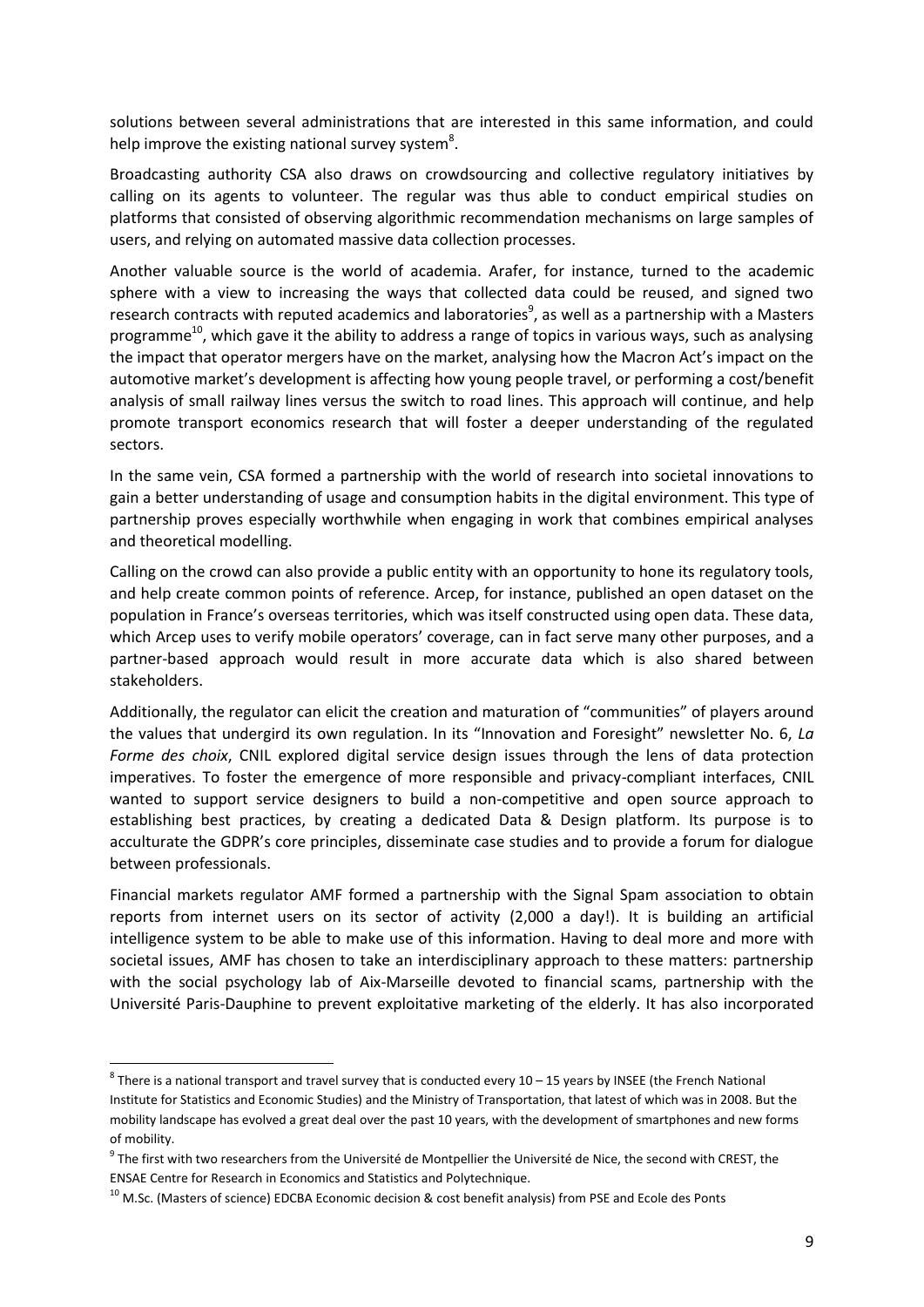solutions between several administrations that are interested in this same information, and could help improve the existing national survey system[8].

Broadcasting authority CSA also draws on crowdsourcing and collective regulatory initiatives by calling on its agents to volunteer. The regular was thus able to conduct empirical studies on platforms that consisted of observing algorithmic recommendation mechanisms on large samples of users, and relying on automated massive data collection processes.

Another valuable source is the world of academia. Arafer, for instance, turned to the academic sphere with a view to increasing the ways that collected data could be reused, and signed two research contracts with reputed academics and laboratories[9], as well as a partnership with a Masters programme[10], which gave it the ability to address a range of topics in various ways, such as analysing the impact that operator mergers have on the market, analysing how the Macron Act's impact on the automotive market's development is affecting how young people travel, or performing a cost/benefit analysis of small railway lines versus the switch to road lines. This approach will continue, and help promote transport economics research that will foster a deeper understanding of the regulated sectors.

In the same vein, CSA formed a partnership with the world of research into societal innovations to gain a better understanding of usage and consumption habits in the digital environment. This type of partnership proves especially worthwhile when engaging in work that combines empirical analyses and theoretical modelling.

Calling on the crowd can also provide a public entity with an opportunity to hone its regulatory tools, and help create common points of reference. Arcep, for instance, published an open dataset on the population in France's overseas territories, which was itself constructed using open data. These data, which Arcep uses to verify mobile operators' coverage, can in fact serve many other purposes, and a partner-based approach would result in more accurate data which is also shared between stakeholders.

Additionally, the regulator can elicit the creation and maturation of "communities" of players around the values that undergird its own regulation. In its "Innovation and Foresight" newsletter No. 6, *La Forme des choix*, CNIL explored digital service design issues through the lens of data protection imperatives. To foster the emergence of more responsible and privacy-compliant interfaces, CNIL wanted to support service designers to build a non-competitive and open source approach to establishing best practices, by creating a dedicated Data & Design platform. Its purpose is to acculturate the GDPR's core principles, disseminate case studies and to provide a forum for dialogue between professionals.

Financial markets regulator AMF formed a partnership with the Signal Spam association to obtain reports from internet users on its sector of activity (2,000 a day!). It is building an artificial intelligence system to be able to make use of this information. Having to deal more and more with societal issues, AMF has chosen to take an interdisciplinary approach to these matters: partnership with the social psychology lab of Aix-Marseille devoted to financial scams, partnership with the Université Paris-Dauphine to prevent exploitative marketing of the elderly. It has also incorporated

---

[8] There is a national transport and travel survey that is conducted every 10 – 15 years by INSEE (the French National Institute for Statistics and Economic Studies) and the Ministry of Transportation, that latest of which was in 2008. But the mobility landscape has evolved a great deal over the past 10 years, with the development of smartphones and new forms of mobility.

[9] The first with two researchers from the Université de Montpellier the Université de Nice, the second with CREST, the ENSAE Centre for Research in Economics and Statistics and Polytechnique.

[10] M.Sc. (Masters of science) EDCBA Economic decision & cost benefit analysis) from PSE and Ecole des Ponts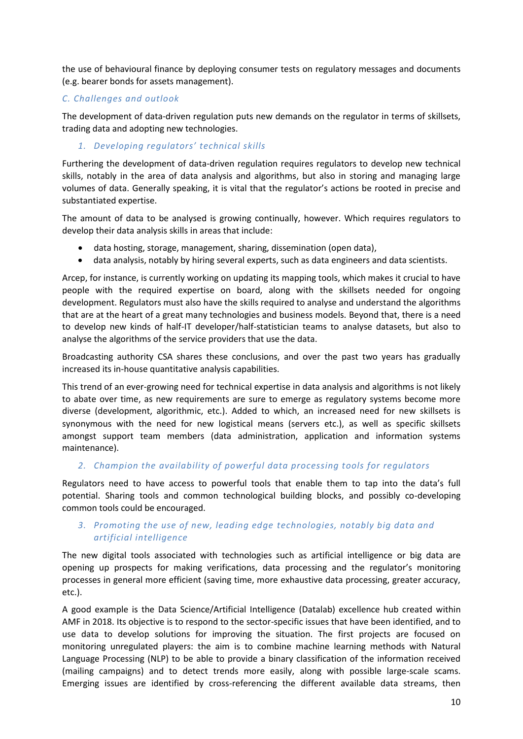the use of behavioural finance by deploying consumer tests on regulatory messages and documents (e.g. bearer bonds for assets management).

### *C. Challenges and outlook*

The development of data-driven regulation puts new demands on the regulator in terms of skillsets, trading data and adopting new technologies.

#### *1. Developing regulators' technical skills*

Furthering the development of data-driven regulation requires regulators to develop new technical skills, notably in the area of data analysis and algorithms, but also in storing and managing large volumes of data. Generally speaking, it is vital that the regulator's actions be rooted in precise and substantiated expertise.

The amount of data to be analysed is growing continually, however. Which requires regulators to develop their data analysis skills in areas that include:

- data hosting, storage, management, sharing, dissemination (open data),
- data analysis, notably by hiring several experts, such as data engineers and data scientists.

Arcep, for instance, is currently working on updating its mapping tools, which makes it crucial to have people with the required expertise on board, along with the skillsets needed for ongoing development. Regulators must also have the skills required to analyse and understand the algorithms that are at the heart of a great many technologies and business models. Beyond that, there is a need to develop new kinds of half-IT developer/half-statistician teams to analyse datasets, but also to analyse the algorithms of the service providers that use the data.

Broadcasting authority CSA shares these conclusions, and over the past two years has gradually increased its in-house quantitative analysis capabilities.

This trend of an ever-growing need for technical expertise in data analysis and algorithms is not likely to abate over time, as new requirements are sure to emerge as regulatory systems become more diverse (development, algorithmic, etc.). Added to which, an increased need for new skillsets is synonymous with the need for new logistical means (servers etc.), as well as specific skillsets amongst support team members (data administration, application and information systems maintenance).

#### *2. Champion the availability of powerful data processing tools for regulators*

Regulators need to have access to powerful tools that enable them to tap into the data's full potential. Sharing tools and common technological building blocks, and possibly co-developing common tools could be encouraged.

#### *3. Promoting the use of new, leading edge technologies, notably big data and artificial intelligence*

The new digital tools associated with technologies such as artificial intelligence or big data are opening up prospects for making verifications, data processing and the regulator's monitoring processes in general more efficient (saving time, more exhaustive data processing, greater accuracy, etc.).

A good example is the Data Science/Artificial Intelligence (Datalab) excellence hub created within AMF in 2018. Its objective is to respond to the sector-specific issues that have been identified, and to use data to develop solutions for improving the situation. The first projects are focused on monitoring unregulated players: the aim is to combine machine learning methods with Natural Language Processing (NLP) to be able to provide a binary classification of the information received (mailing campaigns) and to detect trends more easily, along with possible large-scale scams. Emerging issues are identified by cross-referencing the different available data streams, then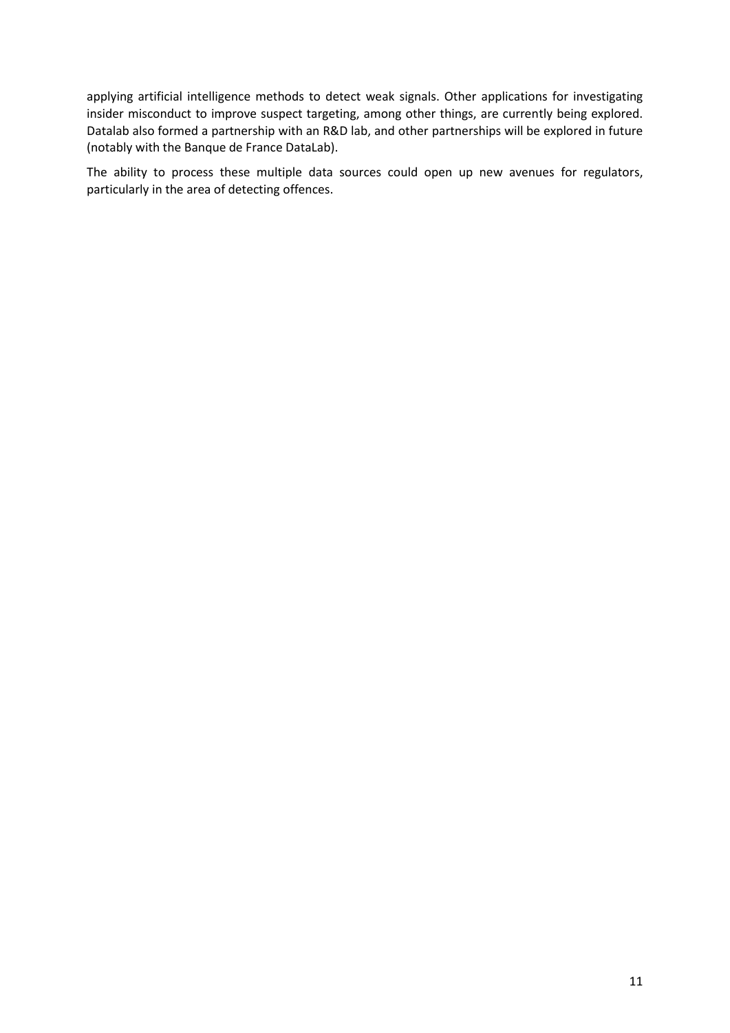applying artificial intelligence methods to detect weak signals. Other applications for investigating insider misconduct to improve suspect targeting, among other things, are currently being explored. Datalab also formed a partnership with an R&D lab, and other partnerships will be explored in future (notably with the Banque de France DataLab).

The ability to process these multiple data sources could open up new avenues for regulators, particularly in the area of detecting offences.